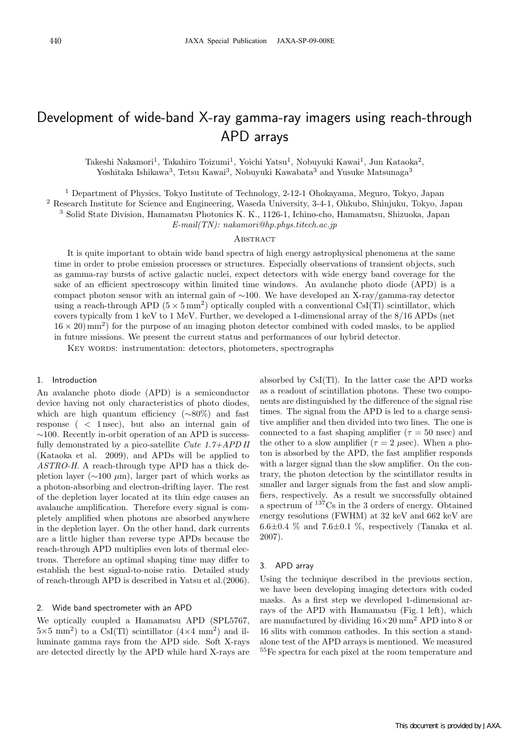# Development of wide-band X-ray gamma-ray imagers using reach-through APD arrays

Takeshi Nakamori[1], Takahiro Toizumi[1], Yoichi Yatsu[1], Nobuyuki Kawai[1], Jun Kataoka[2], Yoshitaka Ishikawa[3], Tetsu Kawai[3], Nobuyuki Kawabata[3] and Yusuke Matsunaga[3]

[1] Department of Physics, Tokyo Institute of Technology, 2-12-1 Ohokayama, Meguro, Tokyo, Japan
[2] Research Institute for Science and Engineering, Waseda University, 3-4-1, Ohkubo, Shinjuku, Tokyo, Japan
[3] Solid State Division, Hamamatsu Photonics K. K., 1126-1, Ichino-cho, Hamamatsu, Shizuoka, Japan
*E-mail(TN): nakamori@hp.phys.titech.ac.jp*

## Abstract

It is quite important to obtain wide band spectra of high energy astrophysical phenomena at the same time in order to probe emission processes or structures. Especially observations of transient objects, such as gamma-ray bursts of active galactic nuclei, expect detectors with wide energy band coverage for the sake of an efficient spectroscopy within limited time windows. An avalanche photo diode (APD) is a compact photon sensor with an internal gain of ∼100. We have developed an X-ray/gamma-ray detector using a reach-through APD ($5 \times 5\,\mathrm{mm}^2$) optically coupled with a conventional CsI(Tl) scintillator, which covers typically from 1 keV to 1 MeV. Further, we developed a 1-dimensional array of the 8/16 APDs (net $16 \times 20)\,\mathrm{mm}^2$) for the purpose of an imaging photon detector combined with coded masks, to be applied in future missions. We present the current status and performances of our hybrid detector.

Key words: instrumentation: detectors, photometers, spectrographs

## 1. Introduction

An avalanche photo diode (APD) is a semiconductor device having not only characteristics of photo diodes, which are high quantum efficiency (∼80%) and fast response ( < 1 nsec), but also an internal gain of ∼100. Recently in-orbit operation of an APD is successfully demonstrated by a pico-satellite *Cute 1.7+APD II* (Kataoka et al. 2009), and APDs will be applied to *ASTRO-H*. A reach-through type APD has a thick depletion layer (∼100 $\mu$m), larger part of which works as a photon-absorbing and electron-drifting layer. The rest of the depletion layer located at its thin edge causes an avalanche amplification. Therefore every signal is completely amplified when photons are absorbed anywhere in the depletion layer. On the other hand, dark currents are a little higher than reverse type APDs because the reach-through APD multiplies even lots of thermal electrons. Therefore an optimal shaping time may differ to establish the best signal-to-noise ratio. Detailed study of reach-through APD is described in Yatsu et al.(2006).

## 2. Wide band spectrometer with an APD

We optically coupled a Hamamatsu APD (SPL5767, $5{\times}5$ mm$^2$) to a CsI(Tl) scintillator ($4{\times}4$ mm$^2$) and illuminate gamma rays from the APD side. Soft X-rays are detected directly by the APD while hard X-rays are absorbed by CsI(Tl). In the latter case the APD works as a readout of scintillation photons. These two components are distinguished by the difference of the signal rise times. The signal from the APD is led to a charge sensitive amplifier and then divided into two lines. The one is connected to a fast shaping amplifier ($\tau = 50$ nsec) and the other to a slow amplifier ($\tau = 2$ $\mu$sec). When a photon is absorbed by the APD, the fast amplifier responds with a larger signal than the slow amplifier. On the contrary, the photon detection by the scintillator results in smaller and larger signals from the fast and slow amplifiers, respectively. As a result we successfully obtained a spectrum of $^{137}$Cs in the 3 orders of energy. Obtained energy resolutions (FWHM) at 32 keV and 662 keV are 6.6±0.4 % and 7.6±0.1 %, respectively (Tanaka et al. 2007).

## 3. APD array

Using the technique described in the previous section, we have been developing imaging detectors with coded masks. As a first step we developed 1-dimensional arrays of the APD with Hamamatsu (Fig. 1 left), which are manufactured by dividing $16{\times}20$ mm$^2$ APD into 8 or 16 slits with common cathodes. In this section a standalone test of the APD arrays is mentioned. We measured $^{55}$Fe spectra for each pixel at the room temperature and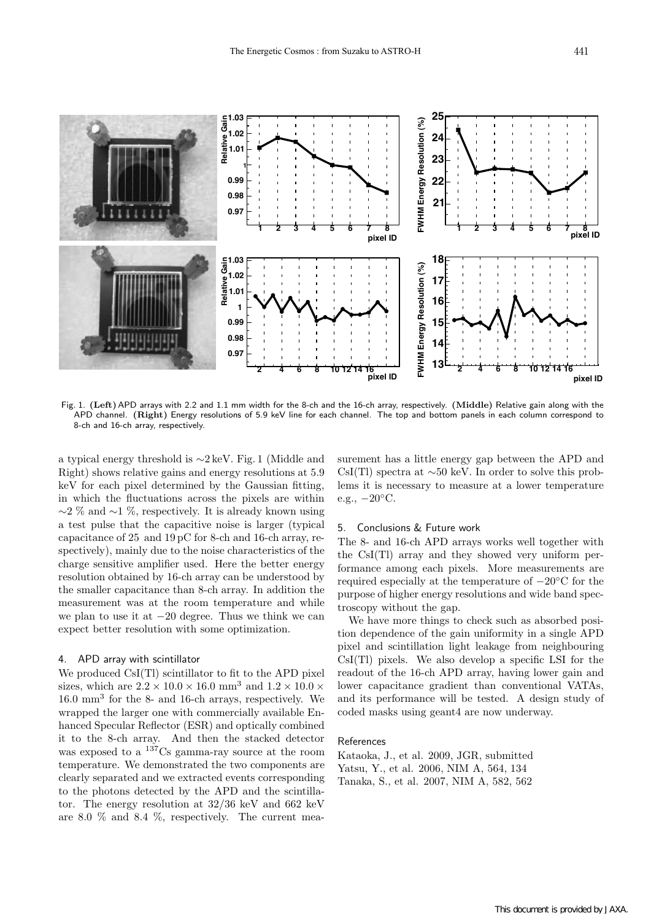Relative Gain
1.03
1.02
1.01
1
0.99
0.98
0.97
1 2 3 4 5 6 7 8
pixel ID

FWHM Energy Resolution (%)
25
24
23
22
21
1 2 3 4 5 6 7 8
pixel ID

Relative Gain
1.03
1.02
1.01
1
0.99
0.98
0.97
2 4 6 8 10 12 14 16
pixel ID

FWHM Energy Resolution (%)
18
17
16
15
14
13
2 4 6 8 10 12 14 16
pixel ID

Fig. 1. **(Left)** APD arrays with 2.2 and 1.1 mm width for the 8-ch and the 16-ch array, respectively. **(Middle)** Relative gain along with the APD channel. **(Right)** Energy resolutions of 5.9 keV line for each channel. The top and bottom panels in each column correspond to 8-ch and 16-ch array, respectively.

a typical energy threshold is ∼2 keV. Fig. 1 (Middle and Right) shows relative gains and energy resolutions at 5.9 keV for each pixel determined by the Gaussian fitting, in which the fluctuations across the pixels are within ∼2 % and ∼1 %, respectively. It is already known using a test pulse that the capacitive noise is larger (typical capacitance of 25 and 19 pC for 8-ch and 16-ch array, respectively), mainly due to the noise characteristics of the charge sensitive amplifier used. Here the better energy resolution obtained by 16-ch array can be understood by the smaller capacitance than 8-ch array. In addition the measurement was at the room temperature and while we plan to use it at −20 degree. Thus we think we can expect better resolution with some optimization.

## 4. APD array with scintillator

We produced CsI(Tl) scintillator to fit to the APD pixel sizes, which are $2.2 \times 10.0 \times 16.0$ mm$^3$ and $1.2 \times 10.0 \times 16.0$ mm$^3$ for the 8- and 16-ch arrays, respectively. We wrapped the larger one with commercially available Enhanced Specular Reflector (ESR) and optically combined it to the 8-ch array. And then the stacked detector was exposed to a $^{137}$Cs gamma-ray source at the room temperature. We demonstrated the two components are clearly separated and we extracted events corresponding to the photons detected by the APD and the scintillator. The energy resolution at 32/36 keV and 662 keV are 8.0 % and 8.4 %, respectively. The current measurement has a little energy gap between the APD and CsI(Tl) spectra at ∼50 keV. In order to solve this problems it is necessary to measure at a lower temperature e.g., −20°C.

## 5. Conclusions & Future work

The 8- and 16-ch APD arrays works well together with the CsI(Tl) array and they showed very uniform performance among each pixels. More measurements are required especially at the temperature of −20°C for the purpose of higher energy resolutions and wide band spectroscopy without the gap.

We have more things to check such as absorbed position dependence of the gain uniformity in a single APD pixel and scintillation light leakage from neighbouring CsI(Tl) pixels. We also develop a specific LSI for the readout of the 16-ch APD array, having lower gain and lower capacitance gradient than conventional VATAs, and its performance will be tested. A design study of coded masks using geant4 are now underway.

## References

Kataoka, J., et al. 2009, JGR, submitted
Yatsu, Y., et al. 2006, NIM A, 564, 134
Tanaka, S., et al. 2007, NIM A, 582, 562